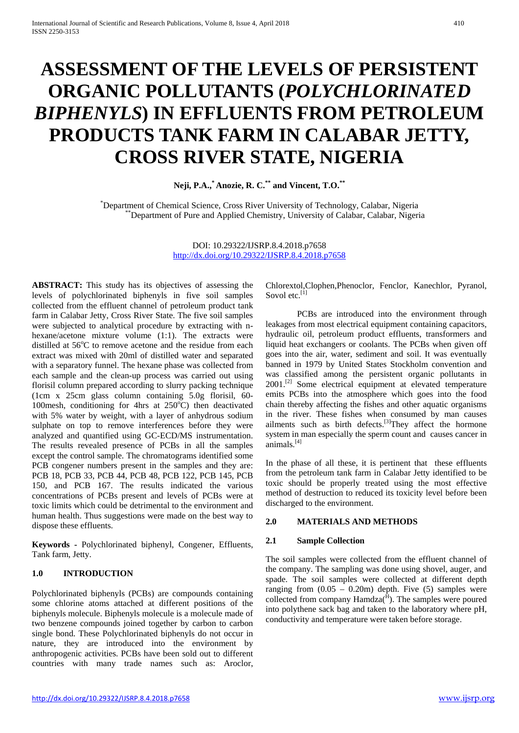# ASSESSMENT OF THE LEVELS OF PERSISTENT ORGANIC POLLUTANTS (*POLYCHLORINATED BIPHENYLS*) IN EFFLUENTS FROM PETROLEUM PRODUCTS TANK FARM IN CALABAR JETTY, CROSS RIVER STATE, NIGERIA

**Neji, P.A.,[*] Anozie, R. C.[**] and Vincent, T.O.[**]**

[*]Department of Chemical Science, Cross River University of Technology, Calabar, Nigeria
[**]Department of Pure and Applied Chemistry, University of Calabar, Calabar, Nigeria

DOI: 10.29322/IJSRP.8.4.2018.p7658
http://dx.doi.org/10.29322/IJSRP.8.4.2018.p7658

**ABSTRACT:** This study has its objectives of assessing the levels of polychlorinated biphenyls in five soil samples collected from the effluent channel of petroleum product tank farm in Calabar Jetty, Cross River State. The five soil samples were subjected to analytical procedure by extracting with n-hexane/acetone mixture volume (1:1). The extracts were distilled at $56^oC$ to remove acetone and the residue from each extract was mixed with 20ml of distilled water and separated with a separatory funnel. The hexane phase was collected from each sample and the clean-up process was carried out using florisil column prepared according to slurry packing technique (1cm x 25cm glass column containing 5.0g florisil, 60-100mesh, conditioning for 4hrs at $250^oC$) then deactivated with 5% water by weight, with a layer of anhydrous sodium sulphate on top to remove interferences before they were analyzed and quantified using GC-ECD/MS instrumentation. The results revealed presence of PCBs in all the samples except the control sample. The chromatograms identified some PCB congener numbers present in the samples and they are: PCB 18, PCB 33, PCB 44, PCB 48, PCB 122, PCB 145, PCB 150, and PCB 167. The results indicated the various concentrations of PCBs present and levels of PCBs were at toxic limits which could be detrimental to the environment and human health. Thus suggestions were made on the best way to dispose these effluents.

**Keywords** - Polychlorinated biphenyl, Congener, Effluents, Tank farm, Jetty.

## 1.0 INTRODUCTION

Polychlorinated biphenyls (PCBs) are compounds containing some chlorine atoms attached at different positions of the biphenyls molecule. Biphenyls molecule is a molecule made of two benzene compounds joined together by carbon to carbon single bond. These Polychlorinated biphenyls do not occur in nature, they are introduced into the environment by anthropogenic activities. PCBs have been sold out to different countries with many trade names such as: Aroclor, Chlorextol,Clophen,Phenoclor, Fenclor, Kanechlor, Pyranol, Sovol etc.[1]

PCBs are introduced into the environment through leakages from most electrical equipment containing capacitors, hydraulic oil, petroleum product effluents, transformers and liquid heat exchangers or coolants. The PCBs when given off goes into the air, water, sediment and soil. It was eventually banned in 1979 by United States Stockholm convention and was classified among the persistent organic pollutants in 2001.[2] Some electrical equipment at elevated temperature emits PCBs into the atmosphere which goes into the food chain thereby affecting the fishes and other aquatic organisms in the river. These fishes when consumed by man causes ailments such as birth defects.[3]They affect the hormone system in man especially the sperm count and causes cancer in animals.[4]

In the phase of all these, it is pertinent that these effluents from the petroleum tank farm in Calabar Jetty identified to be toxic should be properly treated using the most effective method of destruction to reduced its toxicity level before been discharged to the environment.

## 2.0 MATERIALS AND METHODS

### 2.1 Sample Collection

The soil samples were collected from the effluent channel of the company. The sampling was done using shovel, auger, and spade. The soil samples were collected at different depth ranging from (0.05 – 0.20m) depth. Five (5) samples were collected from company Hamdza(H). The samples were poured into polythene sack bag and taken to the laboratory where pH, conductivity and temperature were taken before storage.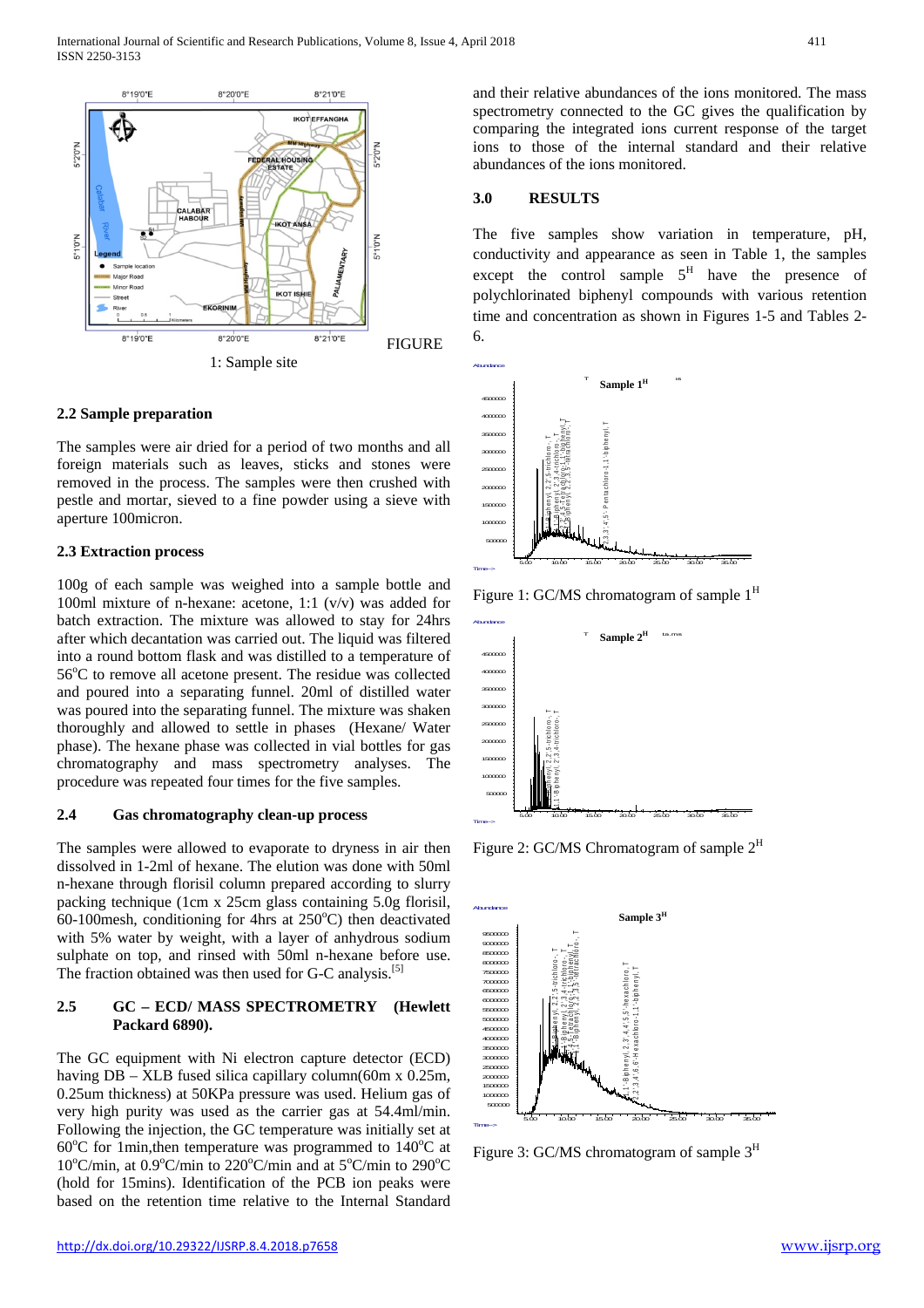FIGURE 1: Sample site

### 2.2 Sample preparation

The samples were air dried for a period of two months and all foreign materials such as leaves, sticks and stones were removed in the process. The samples were then crushed with pestle and mortar, sieved to a fine powder using a sieve with aperture 100micron.

### 2.3 Extraction process

100g of each sample was weighed into a sample bottle and 100ml mixture of n-hexane: acetone, 1:1 (v/v) was added for batch extraction. The mixture was allowed to stay for 24hrs after which decantation was carried out. The liquid was filtered into a round bottom flask and was distilled to a temperature of 56°C to remove all acetone present. The residue was collected and poured into a separating funnel. 20ml of distilled water was poured into the separating funnel. The mixture was shaken thoroughly and allowed to settle in phases (Hexane/ Water phase). The hexane phase was collected in vial bottles for gas chromatography and mass spectrometry analyses. The procedure was repeated four times for the five samples.

### 2.4 Gas chromatography clean-up process

The samples were allowed to evaporate to dryness in air then dissolved in 1-2ml of hexane. The elution was done with 50ml n-hexane through florisil column prepared according to slurry packing technique (1cm x 25cm glass containing 5.0g florisil, 60-100mesh, conditioning for 4hrs at 250°C) then deactivated with 5% water by weight, with a layer of anhydrous sodium sulphate on top, and rinsed with 50ml n-hexane before use. The fraction obtained was then used for G-C analysis.[5]

### 2.5 GC – ECD/ MASS SPECTROMETRY (Hewlett Packard 6890).

The GC equipment with Ni electron capture detector (ECD) having DB – XLB fused silica capillary column(60m x 0.25m, 0.25um thickness) at 50KPa pressure was used. Helium gas of very high purity was used as the carrier gas at 54.4ml/min. Following the injection, the GC temperature was initially set at 60°C for 1min,then temperature was programmed to 140°C at 10°C/min, at 0.9°C/min to 220°C/min and at 5°C/min to 290°C (hold for 15mins). Identification of the PCB ion peaks were based on the retention time relative to the Internal Standard and their relative abundances of the ions monitored. The mass spectrometry connected to the GC gives the qualification by comparing the integrated ions current response of the target ions to those of the internal standard and their relative abundances of the ions monitored.

## 3.0 RESULTS

The five samples show variation in temperature, pH, conductivity and appearance as seen in Table 1, the samples except the control sample 5[H] have the presence of polychlorinated biphenyl compounds with various retention time and concentration as shown in Figures 1-5 and Tables 2-6.

Figure 1: GC/MS chromatogram of sample 1[H]

Figure 2: GC/MS Chromatogram of sample 2[H]

Figure 3: GC/MS chromatogram of sample 3[H]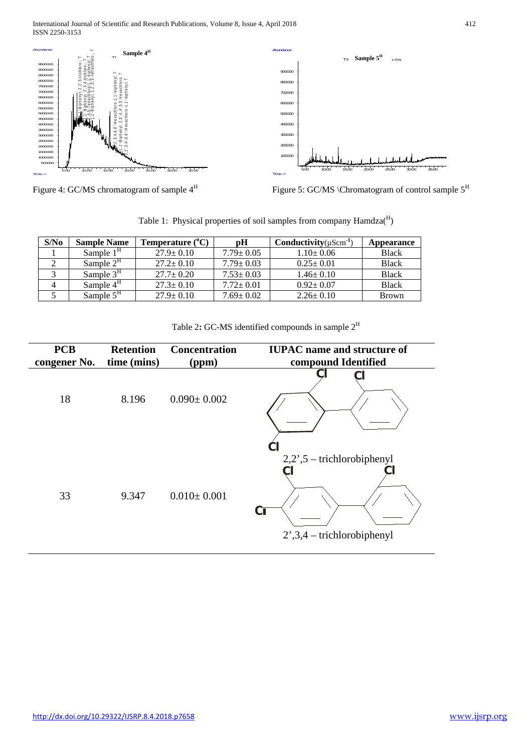Figure 4: GC/MS chromatogram of sample $4^H$

Figure 5: GC/MS \Chromatogram of control sample $5^H$

Table 1: Physical properties of soil samples from company Hamdza($^H$)

| S/No | Sample Name | Temperature ($^oC$) | pH | Conductivity($\mu Scm^{-1}$) | Appearance |
|---|---|---|---|---|---|
| 1 | Sample $1^H$ | 27.9± 0.10 | 7.79± 0.05 | 1.10± 0.06 | Black |
| 2 | Sample $2^H$ | 27.2± 0.10 | 7.79± 0.03 | 0.25± 0.01 | Black |
| 3 | Sample $3^H$ | 27.7± 0.20 | 7.53± 0.03 | 1.46± 0.10 | Black |
| 4 | Sample $4^H$ | 27.3± 0.10 | 7.72± 0.01 | 0.92± 0.07 | Black |
| 5 | Sample $5^H$ | 27.9± 0.10 | 7.69± 0.02 | 2.26± 0.10 | Brown |

Table 2: GC-MS identified compounds in sample $2^H$

| PCB congener No. | Retention time (mins) | Concentration (ppm) | IUPAC name and structure of compound Identified |
|---|---|---|---|
| 18 | 8.196 | 0.090± 0.002 | 2,2',5 – trichlorobiphenyl |
| 33 | 9.347 | 0.010± 0.001 | 2',3,4 – trichlorobiphenyl |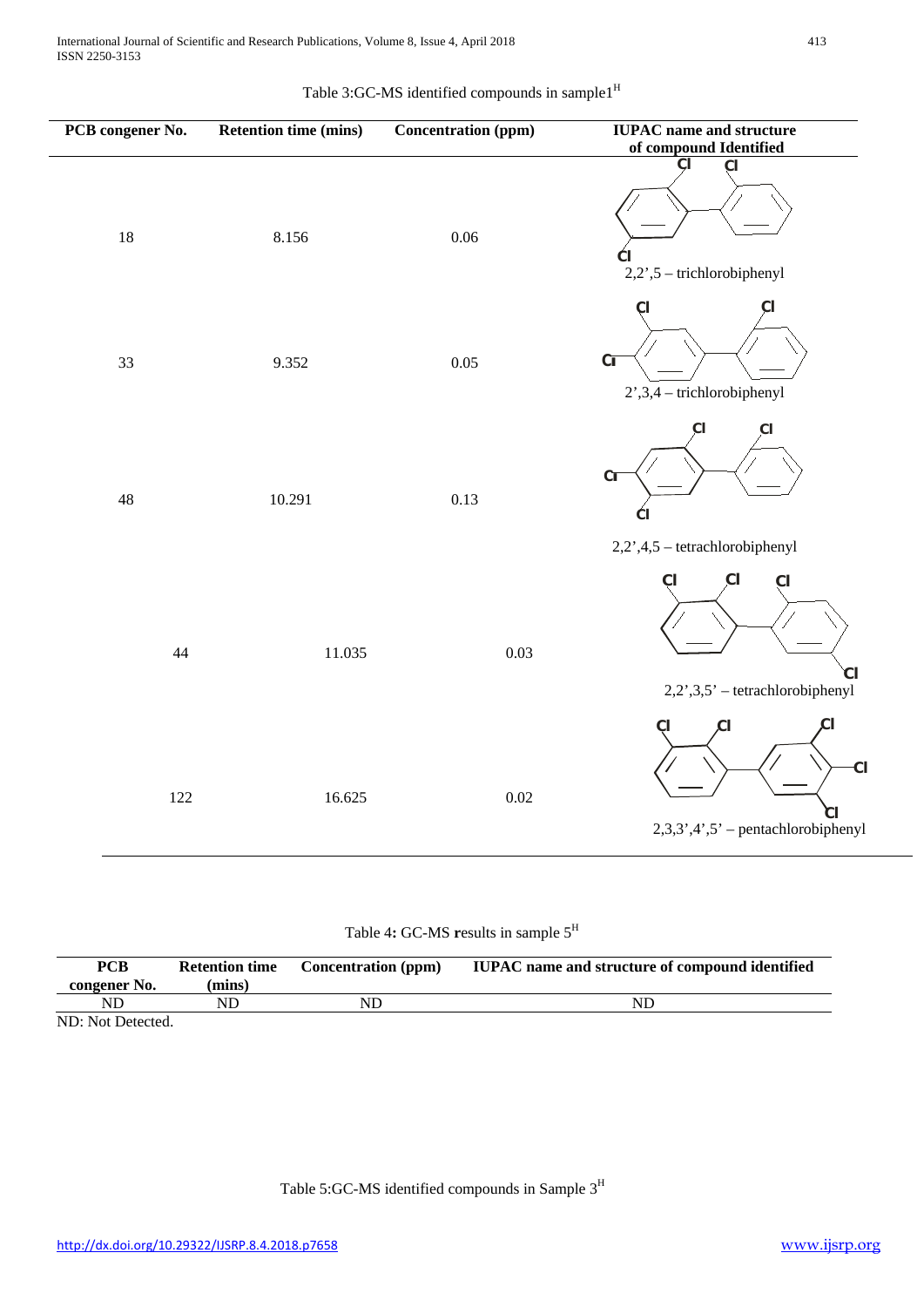Table 3:GC-MS identified compounds in sample1[H]

| PCB congener No. | Retention time (mins) | Concentration (ppm) | IUPAC name and structure of compound Identified |
|---|---|---|---|
| 18 | 8.156 | 0.06 | 2,2',5 – trichlorobiphenyl |
| 33 | 9.352 | 0.05 | 2',3,4 – trichlorobiphenyl |
| 48 | 10.291 | 0.13 | 2,2',4,5 – tetrachlorobiphenyl |
| 44 | 11.035 | 0.03 | 2,2',3,5' – tetrachlorobiphenyl |
| 122 | 16.625 | 0.02 | 2,3,3',4',5' – pentachlorobiphenyl |

Table 4: GC-MS results in sample 5[H]

| PCB congener No. | Retention time (mins) | Concentration (ppm) | IUPAC name and structure of compound identified |
|---|---|---|---|
| ND | ND | ND | ND |

ND: Not Detected.

Table 5:GC-MS identified compounds in Sample 3[H]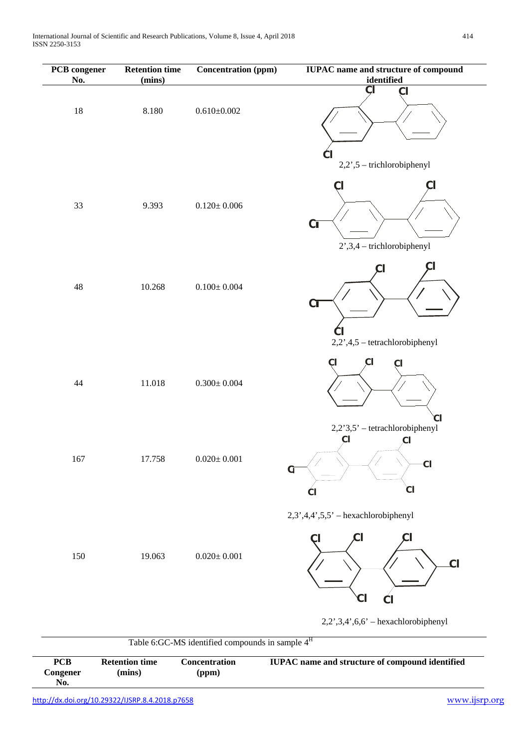| PCB congener No. | Retention time (mins) | Concentration (ppm) | IUPAC name and structure of compound identified |
|---|---|---|---|
| 18 | 8.180 | 0.610±0.002 | 2,2',5 – trichlorobiphenyl |
| 33 | 9.393 | 0.120± 0.006 | 2',3,4 – trichlorobiphenyl |
| 48 | 10.268 | 0.100± 0.004 | 2,2',4,5 – tetrachlorobiphenyl |
| 44 | 11.018 | 0.300± 0.004 | 2,2'3,5' – tetrachlorobiphenyl |
| 167 | 17.758 | 0.020± 0.001 | 2,3',4,4',5,5' – hexachlorobiphenyl |
| 150 | 19.063 | 0.020± 0.001 | 2,2',3,4',6,6' – hexachlorobiphenyl |

Table 6:GC-MS identified compounds in sample 4[H]

| PCB Congener No. | Retention time (mins) | Concentration (ppm) | IUPAC name and structure of compound identified |
|---|---|---|---|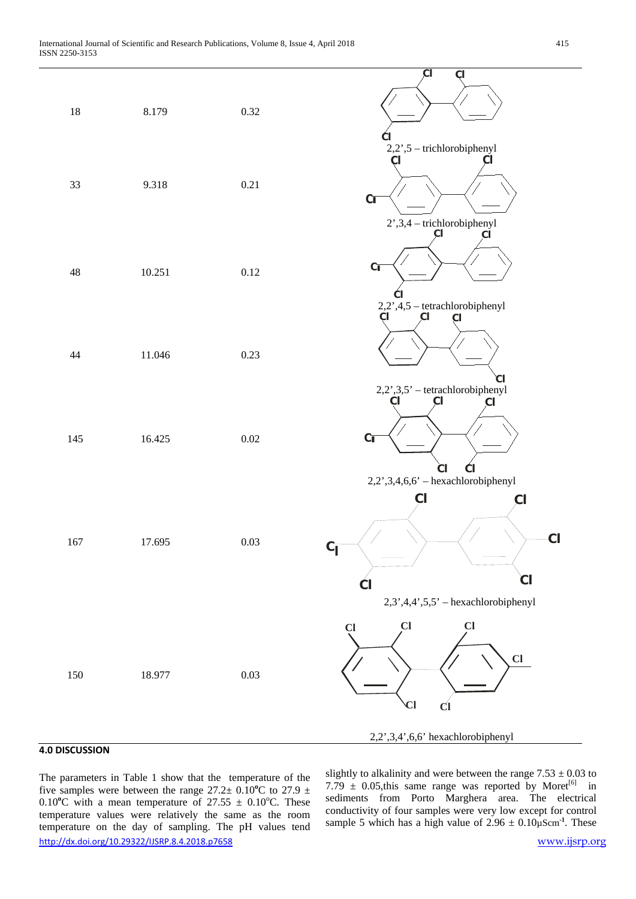| | | | |
|---|---|---|---|
| 18 | 8.179 | 0.32 | 2,2',5 – trichlorobiphenyl |
| 33 | 9.318 | 0.21 | 2',3,4 – trichlorobiphenyl |
| 48 | 10.251 | 0.12 | 2,2',4,5 – tetrachlorobiphenyl |
| 44 | 11.046 | 0.23 | 2,2',3,5' – tetrachlorobiphenyl |
| 145 | 16.425 | 0.02 | 2,2',3,4,6,6' – hexachlorobiphenyl |
| 167 | 17.695 | 0.03 | 2,3',4,4',5,5' – hexachlorobiphenyl |
| 150 | 18.977 | 0.03 | 2,2',3,4',6,6' hexachlorobiphenyl |

## 4.0 DISCUSSION

The parameters in Table 1 show that the temperature of the five samples were between the range 27.2± 0.10°C to 27.9 ± 0.10°C with a mean temperature of 27.55 ± 0.10°C. These temperature values were relatively the same as the room temperature on the day of sampling. The pH values tend slightly to alkalinity and were between the range 7.53 ± 0.03 to 7.79 ± 0.05,this same range was reported by Moret[6] in sediments from Porto Marghera area. The electrical conductivity of four samples were very low except for control sample 5 which has a high value of 2.96 ± 0.10μScm$^{-1}$. These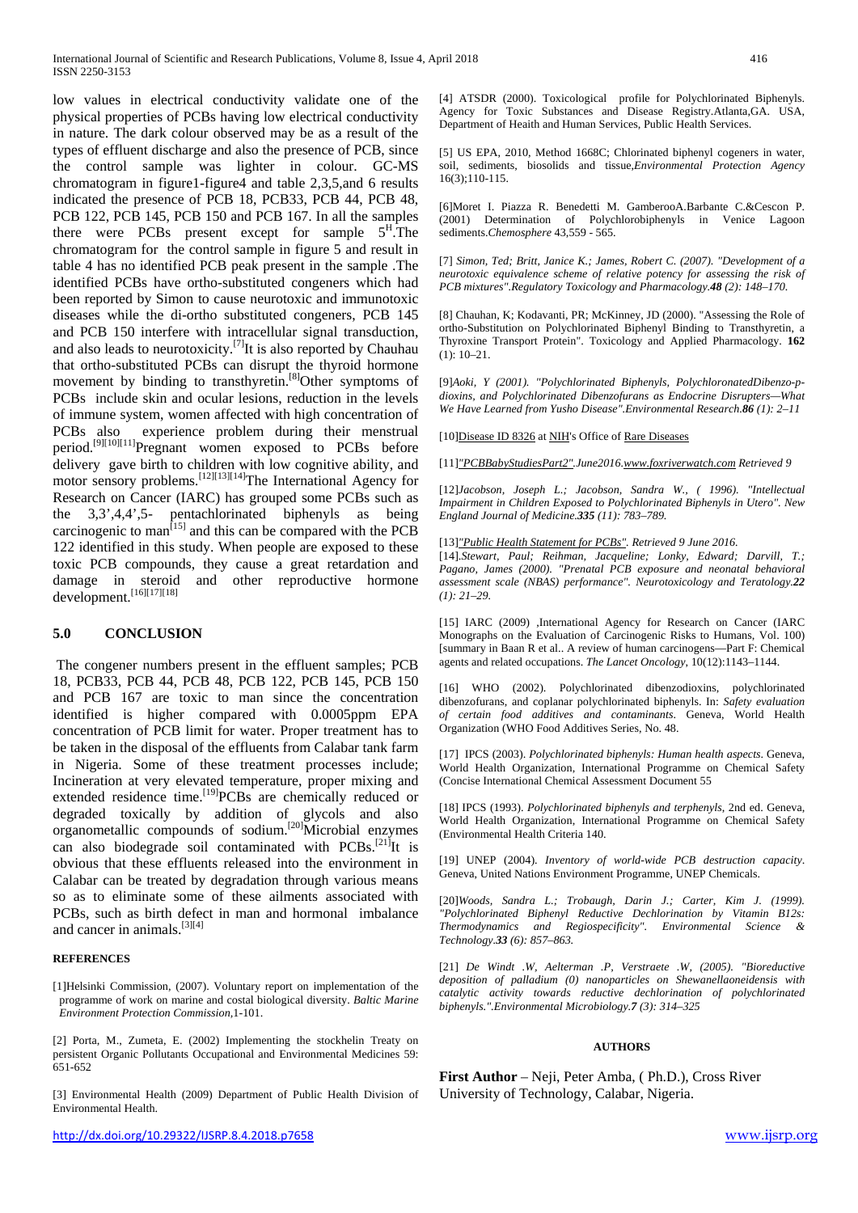low values in electrical conductivity validate one of the physical properties of PCBs having low electrical conductivity in nature. The dark colour observed may be as a result of the types of effluent discharge and also the presence of PCB, since the control sample was lighter in colour. GC-MS chromatogram in figure1-figure4 and table 2,3,5,and 6 results indicated the presence of PCB 18, PCB33, PCB 44, PCB 48, PCB 122, PCB 145, PCB 150 and PCB 167. In all the samples there were PCBs present except for sample $5^H$.The chromatogram for the control sample in figure 5 and result in table 4 has no identified PCB peak present in the sample .The identified PCBs have ortho-substituted congeners which had been reported by Simon to cause neurotoxic and immunotoxic diseases while the di-ortho substituted congeners, PCB 145 and PCB 150 interfere with intracellular signal transduction, and also leads to neurotoxicity.[7]It is also reported by Chauhau that ortho-substituted PCBs can disrupt the thyroid hormone movement by binding to transthyretin.[8]Other symptoms of PCBs include skin and ocular lesions, reduction in the levels of immune system, women affected with high concentration of PCBs also experience problem during their menstrual period.[9][10][11]Pregnant women exposed to PCBs before delivery gave birth to children with low cognitive ability, and motor sensory problems.[12][13][14]The International Agency for Research on Cancer (IARC) has grouped some PCBs such as the 3,3',4,4',5- pentachlorinated biphenyls as being carcinogenic to man[15] and this can be compared with the PCB 122 identified in this study. When people are exposed to these toxic PCB compounds, they cause a great retardation and damage in steroid and other reproductive hormone development.[16][17][18]

## 5.0 CONCLUSION

The congener numbers present in the effluent samples; PCB 18, PCB33, PCB 44, PCB 48, PCB 122, PCB 145, PCB 150 and PCB 167 are toxic to man since the concentration identified is higher compared with 0.0005ppm EPA concentration of PCB limit for water. Proper treatment has to be taken in the disposal of the effluents from Calabar tank farm in Nigeria. Some of these treatment processes include; Incineration at very elevated temperature, proper mixing and extended residence time.[19]PCBs are chemically reduced or degraded toxically by addition of glycols and also organometallic compounds of sodium.[20]Microbial enzymes can also biodegrade soil contaminated with PCBs.[21]It is obvious that these effluents released into the environment in Calabar can be treated by degradation through various means so as to eliminate some of these ailments associated with PCBs, such as birth defect in man and hormonal imbalance and cancer in animals.[3][4]

### REFERENCES

[1]Helsinki Commission, (2007). Voluntary report on implementation of the programme of work on marine and costal biological diversity. *Baltic Marine Environment Protection Commission,*1-101.

[2] Porta, M., Zumeta, E. (2002) Implementing the stockhelin Treaty on persistent Organic Pollutants Occupational and Environmental Medicines 59: 651-652

[3] Environmental Health (2009) Department of Public Health Division of Environmental Health.

[4] ATSDR (2000). Toxicological profile for Polychlorinated Biphenyls. Agency for Toxic Substances and Disease Registry.Atlanta,GA. USA, Department of Heaith and Human Services, Public Health Services.

[5] US EPA, 2010, Method 1668C; Chlorinated biphenyl cogeners in water, soil, sediments, biosolids and tissue,*Environmental Protection Agency* 16(3);110-115.

[6]Moret I. Piazza R. Benedetti M. GamberooA.Barbante C.&Cescon P. (2001) Determination of Polychlorobiphenyls in Venice Lagoon sediments.*Chemosphere* 43,559 - 565.

[7] *Simon, Ted; Britt, Janice K.; James, Robert C. (2007). "Development of a neurotoxic equivalence scheme of relative potency for assessing the risk of PCB mixtures".Regulatory Toxicology and Pharmacology.**48** (2): 148–170.*

[8] Chauhan, K; Kodavanti, PR; McKinney, JD (2000). "Assessing the Role of ortho-Substitution on Polychlorinated Biphenyl Binding to Transthyretin, a Thyroxine Transport Protein". Toxicology and Applied Pharmacology. **162** (1): 10–21.

[9]*Aoki, Y (2001). "Polychlorinated Biphenyls, PolychloronatedDibenzo-p-dioxins, and Polychlorinated Dibenzofurans as Endocrine Disrupters—What We Have Learned from Yusho Disease".Environmental Research.**86** (1): 2–11*

[10]Disease ID 8326 at NIH's Office of Rare Diseases

[11]*"PCBBabyStudiesPart2".June2016.www.foxriverwatch.com Retrieved 9*

[12]*Jacobson, Joseph L.; Jacobson, Sandra W., ( 1996). "Intellectual Impairment in Children Exposed to Polychlorinated Biphenyls in Utero". New England Journal of Medicine.**335** (11): 783–789.*

[13]*"Public Health Statement for PCBs". Retrieved 9 June 2016.*

[14].*Stewart, Paul; Reihman, Jacqueline; Lonky, Edward; Darvill, T.; Pagano, James (2000). "Prenatal PCB exposure and neonatal behavioral assessment scale (NBAS) performance". Neurotoxicology and Teratology.**22** (1): 21–29.*

[15] IARC (2009) ,International Agency for Research on Cancer (IARC Monographs on the Evaluation of Carcinogenic Risks to Humans, Vol. 100) [summary in Baan R et al.. A review of human carcinogens—Part F: Chemical agents and related occupations. *The Lancet Oncology*, 10(12):1143–1144.

[16] WHO (2002). Polychlorinated dibenzodioxins, polychlorinated dibenzofurans, and coplanar polychlorinated biphenyls. In: *Safety evaluation of certain food additives and contaminants*. Geneva, World Health Organization (WHO Food Additives Series, No. 48.

[17] IPCS (2003). *Polychlorinated biphenyls: Human health aspects*. Geneva, World Health Organization, International Programme on Chemical Safety (Concise International Chemical Assessment Document 55

[18] IPCS (1993). *Polychlorinated biphenyls and terphenyls*, 2nd ed. Geneva, World Health Organization, International Programme on Chemical Safety (Environmental Health Criteria 140.

[19] UNEP (2004). *Inventory of world-wide PCB destruction capacity*. Geneva, United Nations Environment Programme, UNEP Chemicals.

[20]*Woods, Sandra L.; Trobaugh, Darin J.; Carter, Kim J. (1999). "Polychlorinated Biphenyl Reductive Dechlorination by Vitamin B12s: Thermodynamics and Regiospecificity". Environmental Science & Technology.**33** (6): 857–863.*

[21] *De Windt .W, Aelterman .P, Verstraete .W, (2005). "Bioreductive deposition of palladium (0) nanoparticles on Shewanellaoneidensis with catalytic activity towards reductive dechlorination of polychlorinated biphenyls.".Environmental Microbiology.**7** (3): 314–325*

### AUTHORS

**First Author** – Neji, Peter Amba, ( Ph.D.), Cross River University of Technology, Calabar, Nigeria.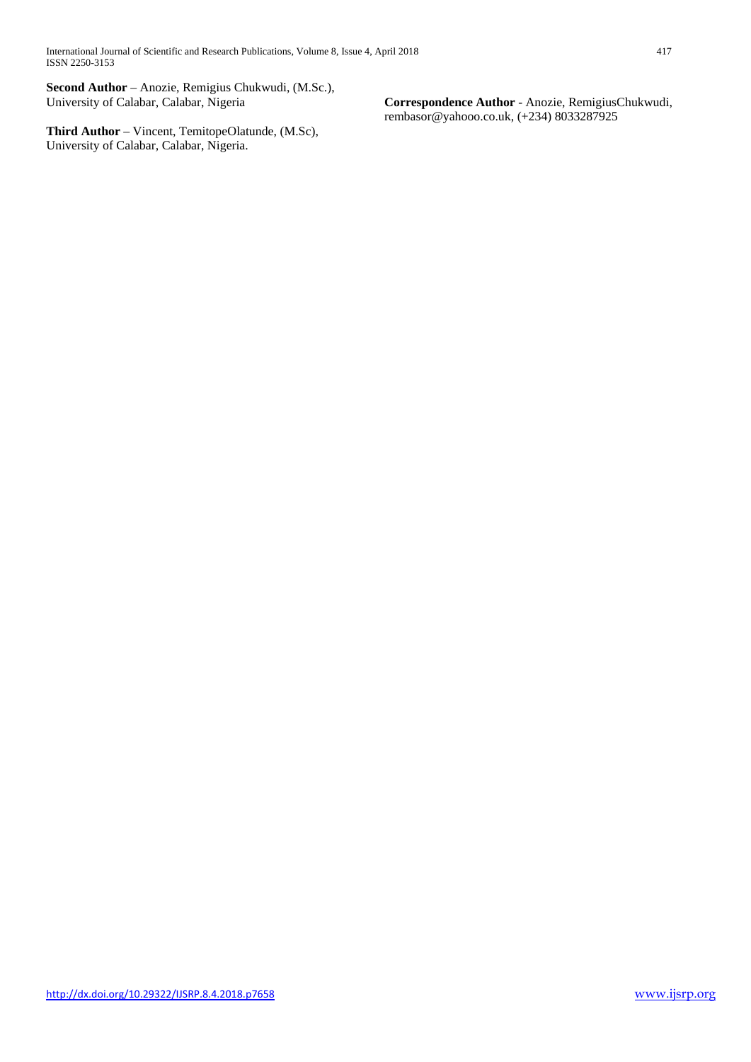**Second Author** – Anozie, Remigius Chukwudi, (M.Sc.), University of Calabar, Calabar, Nigeria

**Third Author** – Vincent, TemitopeOlatunde, (M.Sc), University of Calabar, Calabar, Nigeria.

**Correspondence Author** - Anozie, RemigiusChukwudi, rembasor@yahooo.co.uk, (+234) 8033287925